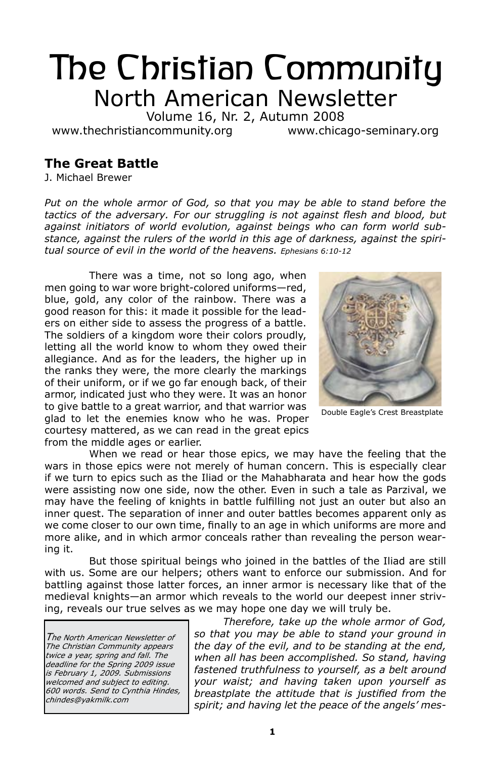# The Christian Community

## North American Newsletter

Volume 16, Nr. 2, Autumn 2008

www.thechristiancommunity.org www.chicago-seminary.org

### The Great Battle

J. Michael Brewer

*Put on the whole armor of God, so that you may be able to stand before the tactics of the adversary. For our struggling is not against flesh and blood, but against initiators of world evolution, against beings who can form world substance, against the rulers of the world in this age of darkness, against the spiritual source of evil in the world of the heavens.* Ephesians 6:10-12

There was a time, not so long ago, when men going to war wore bright-colored uniforms—red, blue, gold, any color of the rainbow. There was a good reason for this: it made it possible for the leaders on either side to assess the progress of a battle. The soldiers of a kingdom wore their colors proudly, letting all the world know to whom they owed their allegiance. And as for the leaders, the higher up in the ranks they were, the more clearly the markings of their uniform, or if we go far enough back, of their armor, indicated just who they were. It was an honor to give battle to a great warrior, and that warrior was glad to let the enemies know who he was. Proper courtesy mattered, as we can read in the great epics from the middle ages or earlier.

Double Eagle's Crest Breastplate

When we read or hear those epics, we may have the feeling that the wars in those epics were not merely of human concern. This is especially clear if we turn to epics such as the Iliad or the Mahabharata and hear how the gods were assisting now one side, now the other. Even in such a tale as Parzival, we may have the feeling of knights in battle fulfilling not just an outer but also an inner quest. The separation of inner and outer battles becomes apparent only as we come closer to our own time, finally to an age in which uniforms are more and more alike, and in which armor conceals rather than revealing the person wearing it.

But those spiritual beings who joined in the battles of the Iliad are still with us. Some are our helpers; others want to enforce our submission. And for battling against those latter forces, an inner armor is necessary like that of the medieval knights—an armor which reveals to the world our deepest inner striving, reveals our true selves as we may hope one day we will truly be.

*Therefore, take up the whole armor of God, so that you may be able to stand your ground in the day of the evil, and to be standing at the end, when all has been accomplished. So stand, having fastened truthfulness to yourself, as a belt around your waist; and having taken upon yourself as breastplate the attitude that is justified from the spirit; and having let the peace of the angels' mes-*

*The North American Newsletter of The Christian Community appears twice a year, spring and fall. The deadline for the Spring 2009 issue is February 1, 2009. Submissions welcomed and subject to editing. 600 words. Send to Cynthia Hindes, chindes@yakmilk.com*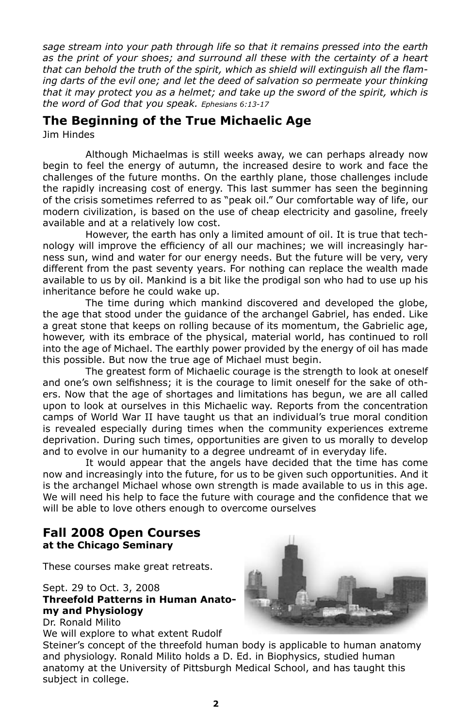*sage stream into your path through life so that it remains pressed into the earth as the print of your shoes; and surround all these with the certainty of a heart that can behold the truth of the spirit, which as shield will extinguish all the flaming darts of the evil one; and let the deed of salvation so permeate your thinking that it may protect you as a helmet; and take up the sword of the spirit, which is the word of God that you speak. Ephesians 6:13-17*

## The Beginning of the True Michaelic Age

Jim Hindes

Although Michaelmas is still weeks away, we can perhaps already now begin to feel the energy of autumn, the increased desire to work and face the challenges of the future months. On the earthly plane, those challenges include the rapidly increasing cost of energy. This last summer has seen the beginning of the crisis sometimes referred to as "peak oil." Our comfortable way of life, our modern civilization, is based on the use of cheap electricity and gasoline, freely available and at a relatively low cost.

However, the earth has only a limited amount of oil. It is true that technology will improve the efficiency of all our machines; we will increasingly harness sun, wind and water for our energy needs. But the future will be very, very different from the past seventy years. For nothing can replace the wealth made available to us by oil. Mankind is a bit like the prodigal son who had to use up his inheritance before he could wake up.

The time during which mankind discovered and developed the globe, the age that stood under the guidance of the archangel Gabriel, has ended. Like a great stone that keeps on rolling because of its momentum, the Gabrielic age, however, with its embrace of the physical, material world, has continued to roll into the age of Michael. The earthly power provided by the energy of oil has made this possible. But now the true age of Michael must begin.

The greatest form of Michaelic courage is the strength to look at oneself and one's own selfishness; it is the courage to limit oneself for the sake of others. Now that the age of shortages and limitations has begun, we are all called upon to look at ourselves in this Michaelic way. Reports from the concentration camps of World War II have taught us that an individual's true moral condition is revealed especially during times when the community experiences extreme deprivation. During such times, opportunities are given to us morally to develop and to evolve in our humanity to a degree undreamt of in everyday life.

It would appear that the angels have decided that the time has come now and increasingly into the future, for us to be given such opportunities. And it is the archangel Michael whose own strength is made available to us in this age. We will need his help to face the future with courage and the confidence that we will be able to love others enough to overcome ourselves

## Fall 2008 Open Courses
**at the Chicago Seminary**

These courses make great retreats.

Sept. 29 to Oct. 3, 2008
**Threefold Patterns in Human Anatomy and Physiology**
Dr. Ronald Milito
We will explore to what extent Rudolf Steiner's concept of the threefold human body is applicable to human anatomy and physiology. Ronald Milito holds a D. Ed. in Biophysics, studied human anatomy at the University of Pittsburgh Medical School, and has taught this subject in college.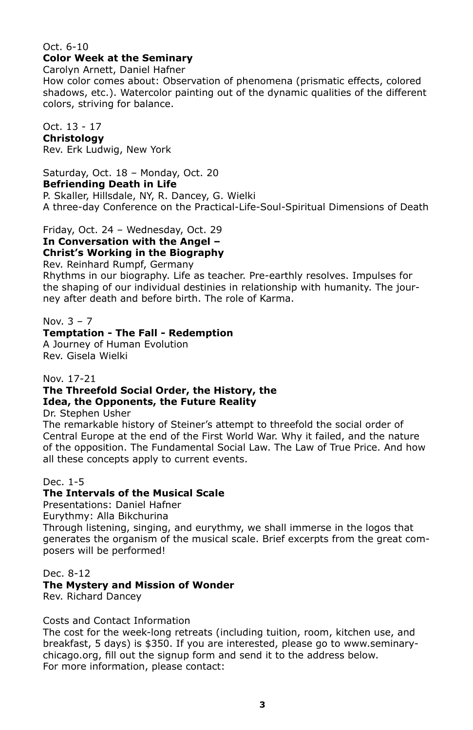Oct. 6-10

**Color Week at the Seminary**

Carolyn Arnett, Daniel Hafner

How color comes about: Observation of phenomena (prismatic effects, colored shadows, etc.). Watercolor painting out of the dynamic qualities of the different colors, striving for balance.

Oct. 13 - 17

**Christology**

Rev. Erk Ludwig, New York

Saturday, Oct. 18 – Monday, Oct. 20

**Befriending Death in Life**

P. Skaller, Hillsdale, NY, R. Dancey, G. Wielki

A three-day Conference on the Practical-Life-Soul-Spiritual Dimensions of Death

Friday, Oct. 24 – Wednesday, Oct. 29

**In Conversation with the Angel – Christ's Working in the Biography**

Rev. Reinhard Rumpf, Germany

Rhythms in our biography. Life as teacher. Pre-earthly resolves. Impulses for the shaping of our individual destinies in relationship with humanity. The journey after death and before birth. The role of Karma.

Nov. 3 – 7

**Temptation - The Fall - Redemption**

A Journey of Human Evolution

Rev. Gisela Wielki

Nov. 17-21

**The Threefold Social Order, the History, the Idea, the Opponents, the Future Reality**

Dr. Stephen Usher

The remarkable history of Steiner's attempt to threefold the social order of Central Europe at the end of the First World War. Why it failed, and the nature of the opposition. The Fundamental Social Law. The Law of True Price. And how all these concepts apply to current events.

Dec. 1-5

**The Intervals of the Musical Scale**

Presentations: Daniel Hafner

Eurythmy: Alla Bikchurina

Through listening, singing, and eurythmy, we shall immerse in the logos that generates the organism of the musical scale. Brief excerpts from the great composers will be performed!

Dec. 8-12

**The Mystery and Mission of Wonder**

Rev. Richard Dancey

Costs and Contact Information

The cost for the week-long retreats (including tuition, room, kitchen use, and breakfast, 5 days) is $350. If you are interested, please go to www.seminary-chicago.org, fill out the signup form and send it to the address below.

For more information, please contact: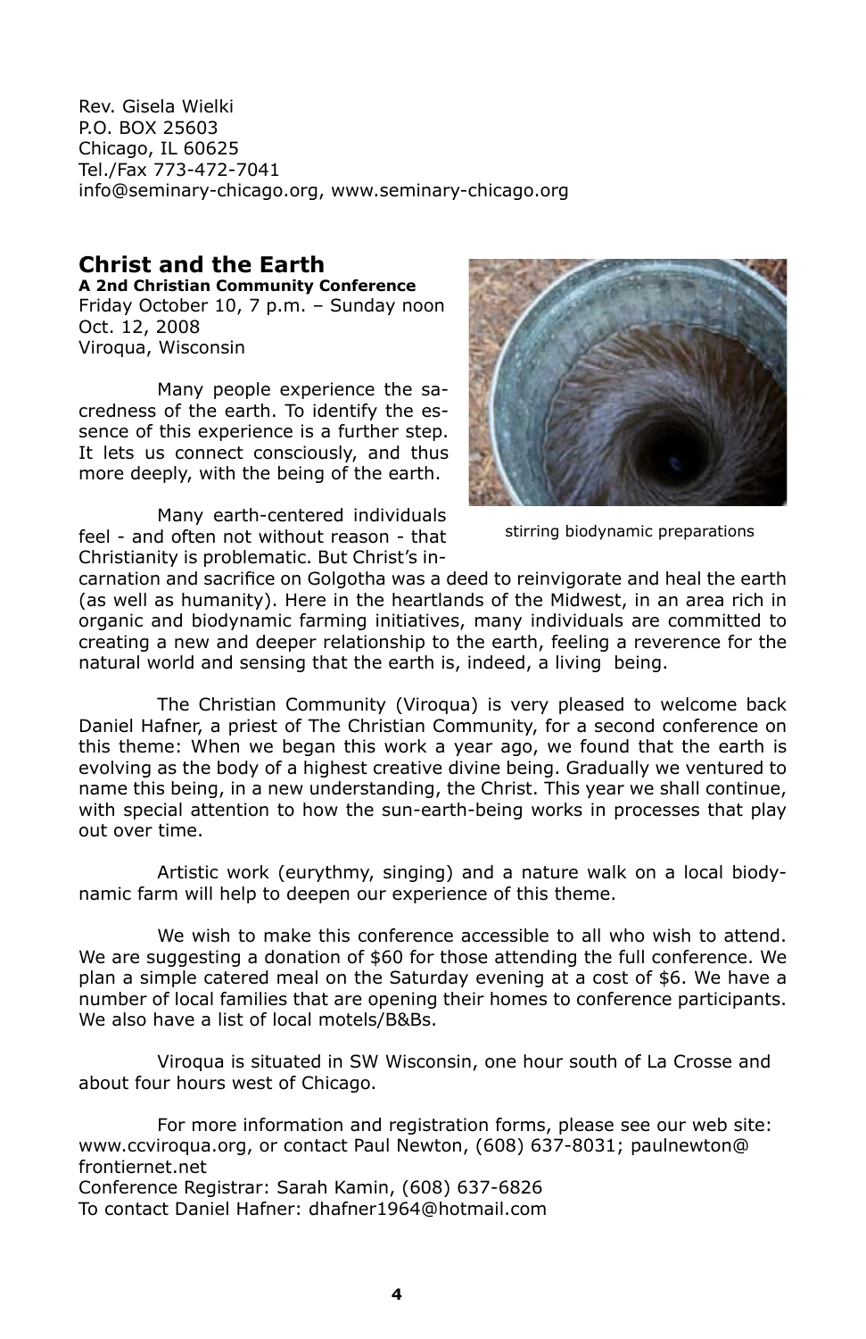Rev. Gisela Wielki
P.O. BOX 25603
Chicago, IL 60625
Tel./Fax 773-472-7041
info@seminary-chicago.org, www.seminary-chicago.org

## Christ and the Earth

**A 2nd Christian Community Conference**
Friday October 10, 7 p.m. – Sunday noon Oct. 12, 2008
Viroqua, Wisconsin

stirring biodynamic preparations

Many people experience the sacredness of the earth. To identify the essence of this experience is a further step. It lets us connect consciously, and thus more deeply, with the being of the earth.

Many earth-centered individuals feel - and often not without reason - that Christianity is problematic. But Christ's incarnation and sacrifice on Golgotha was a deed to reinvigorate and heal the earth (as well as humanity). Here in the heartlands of the Midwest, in an area rich in organic and biodynamic farming initiatives, many individuals are committed to creating a new and deeper relationship to the earth, feeling a reverence for the natural world and sensing that the earth is, indeed, a living being.

The Christian Community (Viroqua) is very pleased to welcome back Daniel Hafner, a priest of The Christian Community, for a second conference on this theme: When we began this work a year ago, we found that the earth is evolving as the body of a highest creative divine being. Gradually we ventured to name this being, in a new understanding, the Christ. This year we shall continue, with special attention to how the sun-earth-being works in processes that play out over time.

Artistic work (eurythmy, singing) and a nature walk on a local biodynamic farm will help to deepen our experience of this theme.

We wish to make this conference accessible to all who wish to attend. We are suggesting a donation of $60 for those attending the full conference. We plan a simple catered meal on the Saturday evening at a cost of $6. We have a number of local families that are opening their homes to conference participants. We also have a list of local motels/B&Bs.

Viroqua is situated in SW Wisconsin, one hour south of La Crosse and about four hours west of Chicago.

For more information and registration forms, please see our web site: www.ccviroqua.org, or contact Paul Newton, (608) 637-8031; paulnewton@frontiernet.net
Conference Registrar: Sarah Kamin, (608) 637-6826
To contact Daniel Hafner: dhafner1964@hotmail.com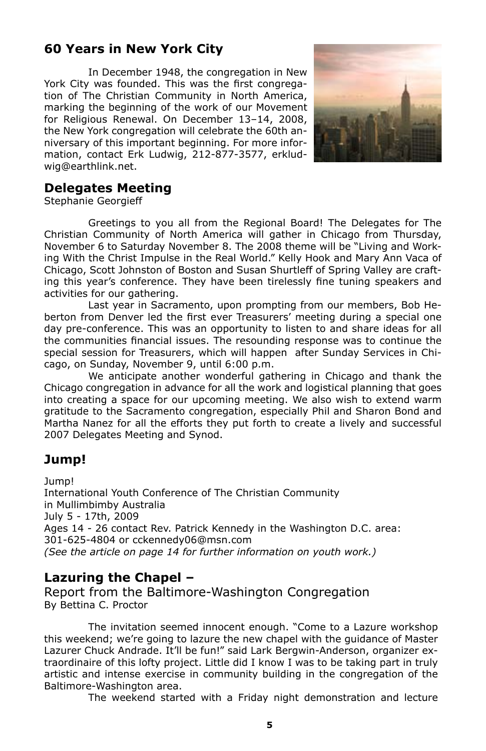## 60 Years in New York City

In December 1948, the congregation in New York City was founded. This was the first congregation of The Christian Community in North America, marking the beginning of the work of our Movement for Religious Renewal. On December 13–14, 2008, the New York congregation will celebrate the 60th anniversary of this important beginning. For more information, contact Erk Ludwig, 212-877-3577, erkludwig@earthlink.net.

## Delegates Meeting

Stephanie Georgieff

Greetings to you all from the Regional Board! The Delegates for The Christian Community of North America will gather in Chicago from Thursday, November 6 to Saturday November 8. The 2008 theme will be "Living and Working With the Christ Impulse in the Real World." Kelly Hook and Mary Ann Vaca of Chicago, Scott Johnston of Boston and Susan Shurtleff of Spring Valley are crafting this year's conference. They have been tirelessly fine tuning speakers and activities for our gathering.

Last year in Sacramento, upon prompting from our members, Bob Heberton from Denver led the first ever Treasurers' meeting during a special one day pre-conference. This was an opportunity to listen to and share ideas for all the communities financial issues. The resounding response was to continue the special session for Treasurers, which will happen after Sunday Services in Chicago, on Sunday, November 9, until 6:00 p.m.

We anticipate another wonderful gathering in Chicago and thank the Chicago congregation in advance for all the work and logistical planning that goes into creating a space for our upcoming meeting. We also wish to extend warm gratitude to the Sacramento congregation, especially Phil and Sharon Bond and Martha Nanez for all the efforts they put forth to create a lively and successful 2007 Delegates Meeting and Synod.

## Jump!

Jump!
International Youth Conference of The Christian Community
in Mullimbimby Australia
July 5 - 17th, 2009
Ages 14 - 26 contact Rev. Patrick Kennedy in the Washington D.C. area:
301-625-4804 or cckennedy06@msn.com
*(See the article on page 14 for further information on youth work.)*

## Lazuring the Chapel –

Report from the Baltimore-Washington Congregation
By Bettina C. Proctor

The invitation seemed innocent enough. "Come to a Lazure workshop this weekend; we're going to lazure the new chapel with the guidance of Master Lazurer Chuck Andrade. It'll be fun!" said Lark Bergwin-Anderson, organizer extraordinaire of this lofty project. Little did I know I was to be taking part in truly artistic and intense exercise in community building in the congregation of the Baltimore-Washington area.

The weekend started with a Friday night demonstration and lecture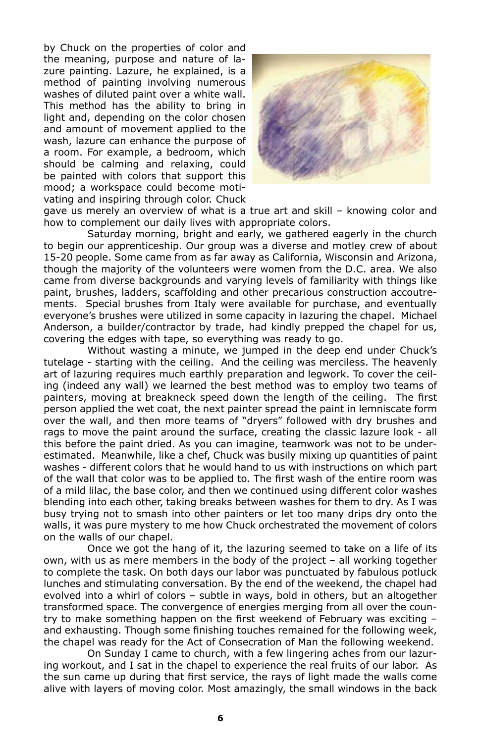by Chuck on the properties of color and the meaning, purpose and nature of lazure painting. Lazure, he explained, is a method of painting involving numerous washes of diluted paint over a white wall. This method has the ability to bring in light and, depending on the color chosen and amount of movement applied to the wash, lazure can enhance the purpose of a room. For example, a bedroom, which should be calming and relaxing, could be painted with colors that support this mood; a workspace could become motivating and inspiring through color. Chuck gave us merely an overview of what is a true art and skill – knowing color and how to complement our daily lives with appropriate colors.

Saturday morning, bright and early, we gathered eagerly in the church to begin our apprenticeship. Our group was a diverse and motley crew of about 15-20 people. Some came from as far away as California, Wisconsin and Arizona, though the majority of the volunteers were women from the D.C. area. We also came from diverse backgrounds and varying levels of familiarity with things like paint, brushes, ladders, scaffolding and other precarious construction accoutrements. Special brushes from Italy were available for purchase, and eventually everyone's brushes were utilized in some capacity in lazuring the chapel. Michael Anderson, a builder/contractor by trade, had kindly prepped the chapel for us, covering the edges with tape, so everything was ready to go.

Without wasting a minute, we jumped in the deep end under Chuck's tutelage - starting with the ceiling. And the ceiling was merciless. The heavenly art of lazuring requires much earthly preparation and legwork. To cover the ceiling (indeed any wall) we learned the best method was to employ two teams of painters, moving at breakneck speed down the length of the ceiling. The first person applied the wet coat, the next painter spread the paint in lemniscate form over the wall, and then more teams of "dryers" followed with dry brushes and rags to move the paint around the surface, creating the classic lazure look - all this before the paint dried. As you can imagine, teamwork was not to be underestimated. Meanwhile, like a chef, Chuck was busily mixing up quantities of paint washes - different colors that he would hand to us with instructions on which part of the wall that color was to be applied to. The first wash of the entire room was of a mild lilac, the base color, and then we continued using different color washes blending into each other, taking breaks between washes for them to dry. As I was busy trying not to smash into other painters or let too many drips dry onto the walls, it was pure mystery to me how Chuck orchestrated the movement of colors on the walls of our chapel.

Once we got the hang of it, the lazuring seemed to take on a life of its own, with us as mere members in the body of the project – all working together to complete the task. On both days our labor was punctuated by fabulous potluck lunches and stimulating conversation. By the end of the weekend, the chapel had evolved into a whirl of colors – subtle in ways, bold in others, but an altogether transformed space. The convergence of energies merging from all over the country to make something happen on the first weekend of February was exciting – and exhausting. Though some finishing touches remained for the following week, the chapel was ready for the Act of Consecration of Man the following weekend.

On Sunday I came to church, with a few lingering aches from our lazuring workout, and I sat in the chapel to experience the real fruits of our labor. As the sun came up during that first service, the rays of light made the walls come alive with layers of moving color. Most amazingly, the small windows in the back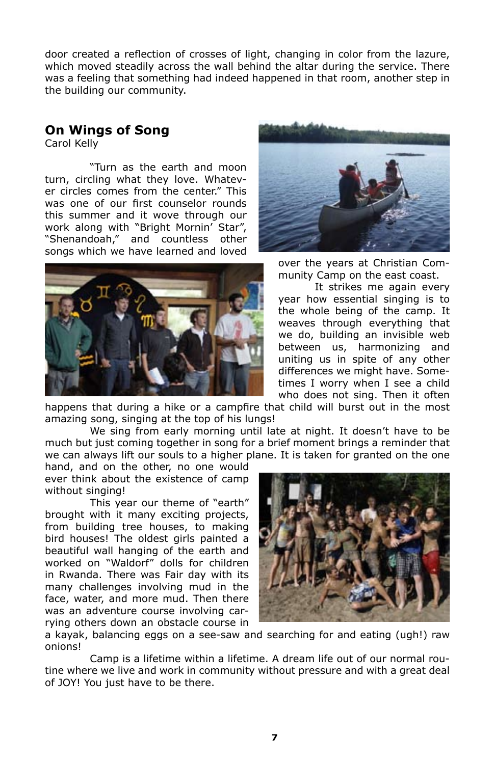door created a reflection of crosses of light, changing in color from the lazure, which moved steadily across the wall behind the altar during the service. There was a feeling that something had indeed happened in that room, another step in the building our community.

## On Wings of Song

Carol Kelly

"Turn as the earth and moon turn, circling what they love. Whatever circles comes from the center." This was one of our first counselor rounds this summer and it wove through our work along with "Bright Mornin' Star", "Shenandoah," and countless other songs which we have learned and loved over the years at Christian Community Camp on the east coast.

It strikes me again every year how essential singing is to the whole being of the camp. It weaves through everything that we do, building an invisible web between us, harmonizing and uniting us in spite of any other differences we might have. Sometimes I worry when I see a child who does not sing. Then it often happens that during a hike or a campfire that child will burst out in the most amazing song, singing at the top of his lungs!

We sing from early morning until late at night. It doesn't have to be much but just coming together in song for a brief moment brings a reminder that we can always lift our souls to a higher plane. It is taken for granted on the one hand, and on the other, no one would ever think about the existence of camp without singing!

This year our theme of "earth" brought with it many exciting projects, from building tree houses, to making bird houses! The oldest girls painted a beautiful wall hanging of the earth and worked on "Waldorf" dolls for children in Rwanda. There was Fair day with its many challenges involving mud in the face, water, and more mud. Then there was an adventure course involving carrying others down an obstacle course in a kayak, balancing eggs on a see-saw and searching for and eating (ugh!) raw onions!

Camp is a lifetime within a lifetime. A dream life out of our normal routine where we live and work in community without pressure and with a great deal of JOY! You just have to be there.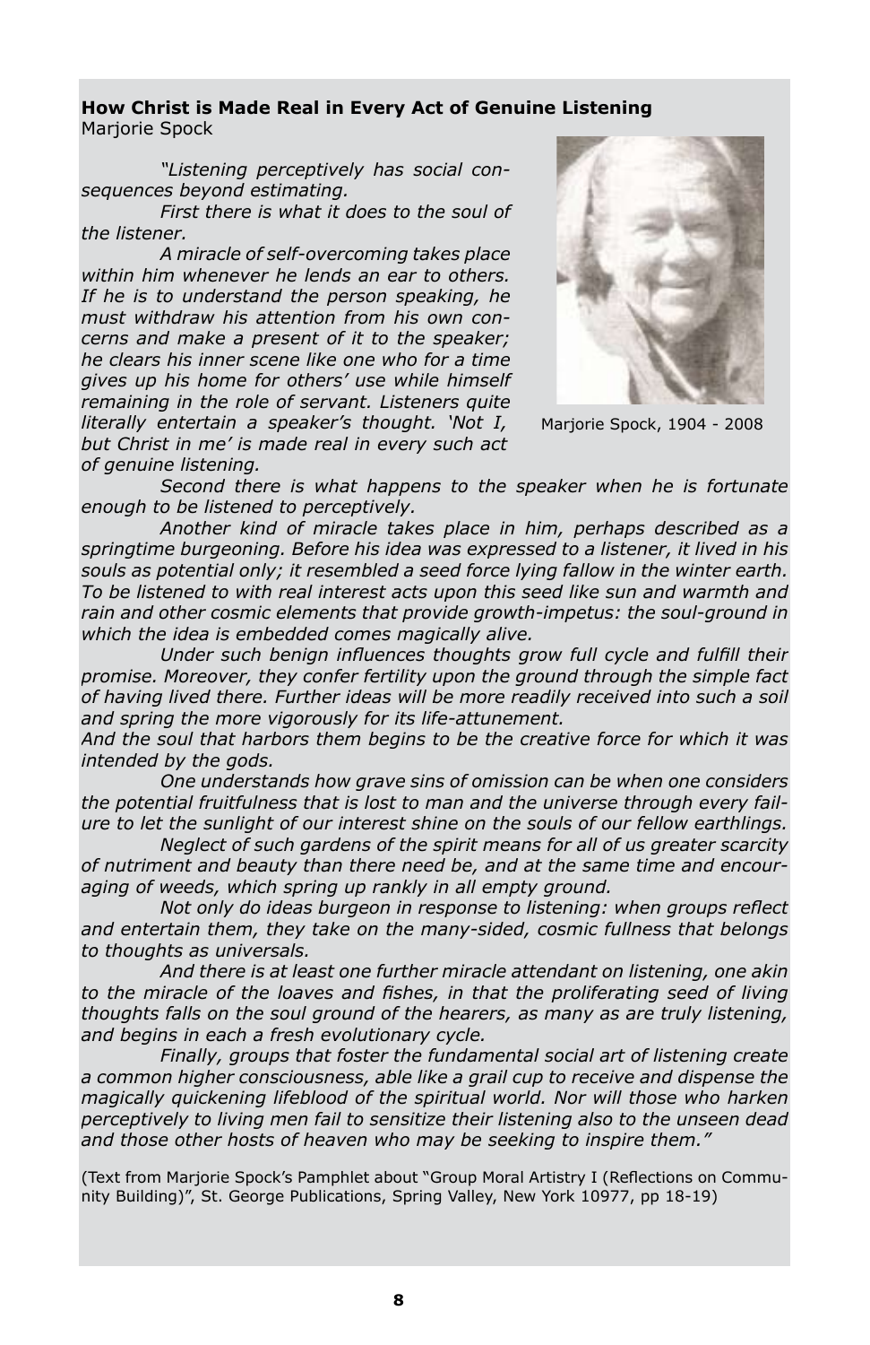**How Christ is Made Real in Every Act of Genuine Listening**
Marjorie Spock

*"Listening perceptively has social consequences beyond estimating.*

*First there is what it does to the soul of the listener.*

*A miracle of self-overcoming takes place within him whenever he lends an ear to others. If he is to understand the person speaking, he must withdraw his attention from his own concerns and make a present of it to the speaker; he clears his inner scene like one who for a time gives up his home for others' use while himself remaining in the role of servant. Listeners quite literally entertain a speaker's thought. 'Not I, but Christ in me' is made real in every such act of genuine listening.*

Marjorie Spock, 1904 - 2008

*Second there is what happens to the speaker when he is fortunate enough to be listened to perceptively.*

*Another kind of miracle takes place in him, perhaps described as a springtime burgeoning. Before his idea was expressed to a listener, it lived in his souls as potential only; it resembled a seed force lying fallow in the winter earth. To be listened to with real interest acts upon this seed like sun and warmth and rain and other cosmic elements that provide growth-impetus: the soul-ground in which the idea is embedded comes magically alive.*

*Under such benign influences thoughts grow full cycle and fulfill their promise. Moreover, they confer fertility upon the ground through the simple fact of having lived there. Further ideas will be more readily received into such a soil and spring the more vigorously for its life-attunement.*

*And the soul that harbors them begins to be the creative force for which it was intended by the gods.*

*One understands how grave sins of omission can be when one considers the potential fruitfulness that is lost to man and the universe through every failure to let the sunlight of our interest shine on the souls of our fellow earthlings.*

*Neglect of such gardens of the spirit means for all of us greater scarcity of nutriment and beauty than there need be, and at the same time and encouraging of weeds, which spring up rankly in all empty ground.*

*Not only do ideas burgeon in response to listening: when groups reflect and entertain them, they take on the many-sided, cosmic fullness that belongs to thoughts as universals.*

*And there is at least one further miracle attendant on listening, one akin to the miracle of the loaves and fishes, in that the proliferating seed of living thoughts falls on the soul ground of the hearers, as many as are truly listening, and begins in each a fresh evolutionary cycle.*

*Finally, groups that foster the fundamental social art of listening create a common higher consciousness, able like a grail cup to receive and dispense the magically quickening lifeblood of the spiritual world. Nor will those who harken perceptively to living men fail to sensitize their listening also to the unseen dead and those other hosts of heaven who may be seeking to inspire them."*

(Text from Marjorie Spock's Pamphlet about "Group Moral Artistry I (Reflections on Community Building)", St. George Publications, Spring Valley, New York 10977, pp 18-19)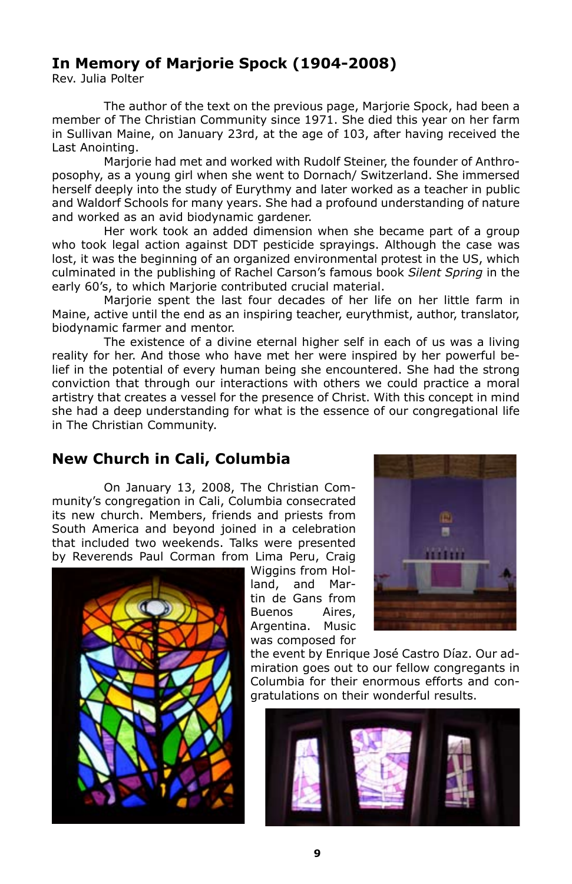## In Memory of Marjorie Spock (1904-2008)

Rev. Julia Polter

The author of the text on the previous page, Marjorie Spock, had been a member of The Christian Community since 1971. She died this year on her farm in Sullivan Maine, on January 23rd, at the age of 103, after having received the Last Anointing.

Marjorie had met and worked with Rudolf Steiner, the founder of Anthroposophy, as a young girl when she went to Dornach/ Switzerland. She immersed herself deeply into the study of Eurythmy and later worked as a teacher in public and Waldorf Schools for many years. She had a profound understanding of nature and worked as an avid biodynamic gardener.

Her work took an added dimension when she became part of a group who took legal action against DDT pesticide sprayings. Although the case was lost, it was the beginning of an organized environmental protest in the US, which culminated in the publishing of Rachel Carson's famous book *Silent Spring* in the early 60's, to which Marjorie contributed crucial material.

Marjorie spent the last four decades of her life on her little farm in Maine, active until the end as an inspiring teacher, eurythmist, author, translator, biodynamic farmer and mentor.

The existence of a divine eternal higher self in each of us was a living reality for her. And those who have met her were inspired by her powerful belief in the potential of every human being she encountered. She had the strong conviction that through our interactions with others we could practice a moral artistry that creates a vessel for the presence of Christ. With this concept in mind she had a deep understanding for what is the essence of our congregational life in The Christian Community.

## New Church in Cali, Columbia

On January 13, 2008, The Christian Community's congregation in Cali, Columbia consecrated its new church. Members, friends and priests from South America and beyond joined in a celebration that included two weekends. Talks were presented by Reverends Paul Corman from Lima Peru, Craig Wiggins from Holland, and Martin de Gans from Buenos Aires, Argentina. Music was composed for the event by Enrique José Castro Díaz. Our admiration goes out to our fellow congregants in Columbia for their enormous efforts and congratulations on their wonderful results.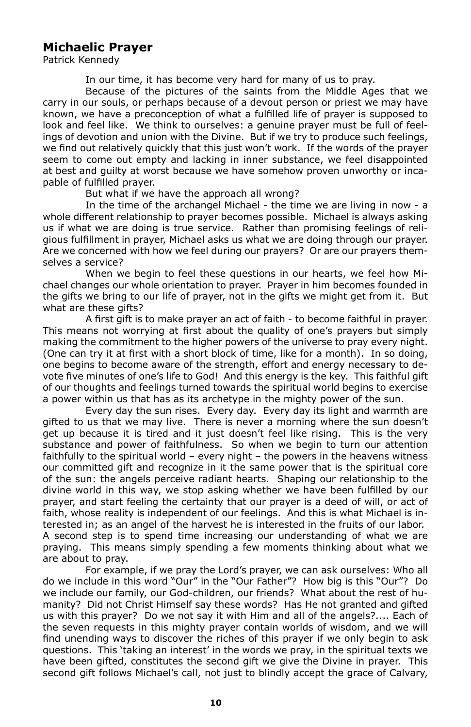## Michaelic Prayer

Patrick Kennedy

In our time, it has become very hard for many of us to pray.

Because of the pictures of the saints from the Middle Ages that we carry in our souls, or perhaps because of a devout person or priest we may have known, we have a preconception of what a fulfilled life of prayer is supposed to look and feel like. We think to ourselves: a genuine prayer must be full of feelings of devotion and union with the Divine. But if we try to produce such feelings, we find out relatively quickly that this just won't work. If the words of the prayer seem to come out empty and lacking in inner substance, we feel disappointed at best and guilty at worst because we have somehow proven unworthy or incapable of fulfilled prayer.

But what if we have the approach all wrong?

In the time of the archangel Michael - the time we are living in now - a whole different relationship to prayer becomes possible. Michael is always asking us if what we are doing is true service. Rather than promising feelings of religious fulfillment in prayer, Michael asks us what we are doing through our prayer. Are we concerned with how we feel during our prayers? Or are our prayers themselves a service?

When we begin to feel these questions in our hearts, we feel how Michael changes our whole orientation to prayer. Prayer in him becomes founded in the gifts we bring to our life of prayer, not in the gifts we might get from it. But what are these gifts?

A first gift is to make prayer an act of faith - to become faithful in prayer. This means not worrying at first about the quality of one's prayers but simply making the commitment to the higher powers of the universe to pray every night. (One can try it at first with a short block of time, like for a month). In so doing, one begins to become aware of the strength, effort and energy necessary to devote five minutes of one's life to God! And this energy is the key. This faithful gift of our thoughts and feelings turned towards the spiritual world begins to exercise a power within us that has as its archetype in the mighty power of the sun.

Every day the sun rises. Every day. Every day its light and warmth are gifted to us that we may live. There is never a morning where the sun doesn't get up because it is tired and it just doesn't feel like rising. This is the very substance and power of faithfulness. So when we begin to turn our attention faithfully to the spiritual world – every night – the powers in the heavens witness our committed gift and recognize in it the same power that is the spiritual core of the sun: the angels perceive radiant hearts. Shaping our relationship to the divine world in this way, we stop asking whether we have been fulfilled by our prayer, and start feeling the certainty that our prayer is a deed of will, or act of faith, whose reality is independent of our feelings. And this is what Michael is interested in; as an angel of the harvest he is interested in the fruits of our labor.

A second step is to spend time increasing our understanding of what we are praying. This means simply spending a few moments thinking about what we are about to pray.

For example, if we pray the Lord's prayer, we can ask ourselves: Who all do we include in this word "Our" in the "Our Father"? How big is this "Our"? Do we include our family, our God-children, our friends? What about the rest of humanity? Did not Christ Himself say these words? Has He not granted and gifted us with this prayer? Do we not say it with Him and all of the angels?.... Each of the seven requests in this mighty prayer contain worlds of wisdom, and we will find unending ways to discover the riches of this prayer if we only begin to ask questions. This 'taking an interest' in the words we pray, in the spiritual texts we have been gifted, constitutes the second gift we give the Divine in prayer. This second gift follows Michael's call, not just to blindly accept the grace of Calvary,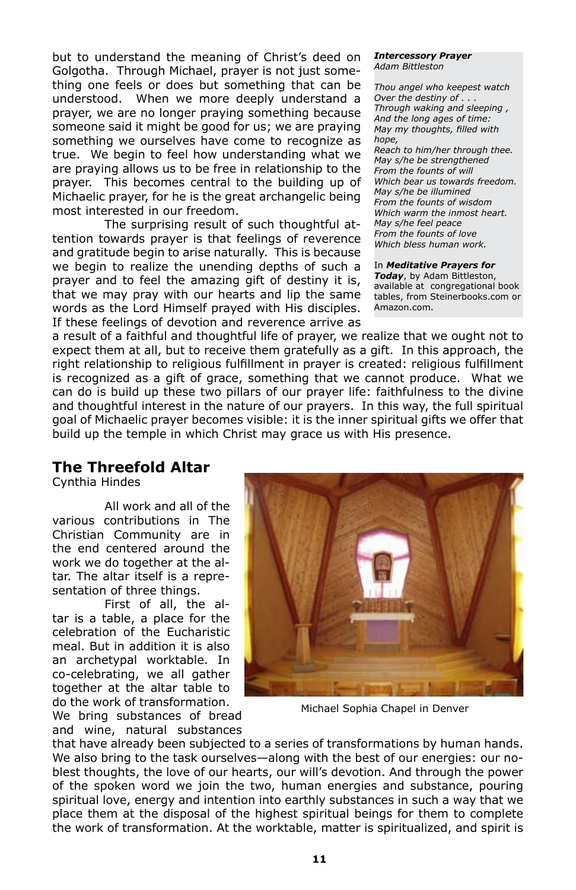but to understand the meaning of Christ's deed on Golgotha. Through Michael, prayer is not just something one feels or does but something that can be understood. When we more deeply understand a prayer, we are no longer praying something because someone said it might be good for us; we are praying something we ourselves have come to recognize as true. We begin to feel how understanding what we are praying allows us to be free in relationship to the prayer. This becomes central to the building up of Michaelic prayer, for he is the great archangelic being most interested in our freedom.

The surprising result of such thoughtful attention towards prayer is that feelings of reverence and gratitude begin to arise naturally. This is because we begin to realize the unending depths of such a prayer and to feel the amazing gift of destiny it is, that we may pray with our hearts and lip the same words as the Lord Himself prayed with His disciples. If these feelings of devotion and reverence arrive as a result of a faithful and thoughtful life of prayer, we realize that we ought not to expect them at all, but to receive them gratefully as a gift. In this approach, the right relationship to religious fulfillment in prayer is created: religious fulfillment is recognized as a gift of grace, something that we cannot produce. What we can do is build up these two pillars of our prayer life: faithfulness to the divine and thoughtful interest in the nature of our prayers. In this way, the full spiritual goal of Michaelic prayer becomes visible: it is the inner spiritual gifts we offer that build up the temple in which Christ may grace us with His presence.

> ***Intercessory Prayer***
> *Adam Bittleston*
>
> *Thou angel who keepest watch*
> *Over the destiny of . . .*
> *Through waking and sleeping ,*
> *And the long ages of time:*
> *May my thoughts, filled with hope,*
> *Reach to him/her through thee.*
> *May s/he be strengthened*
> *From the founts of will*
> *Which bear us towards freedom.*
> *May s/he be illumined*
> *From the founts of wisdom*
> *Which warm the inmost heart.*
> *May s/he feel peace*
> *From the founts of love*
> *Which bless human work.*
>
> In ***Meditative Prayers for Today***, by Adam Bittleston, available at congregational book tables, from Steinerbooks.com or Amazon.com.

## The Threefold Altar

Cynthia Hindes

All work and all of the various contributions in The Christian Community are in the end centered around the work we do together at the altar. The altar itself is a representation of three things.

First of all, the altar is a table, a place for the celebration of the Eucharistic meal. But in addition it is also an archetypal worktable. In co-celebrating, we all gather together at the altar table to do the work of transformation. We bring substances of bread and wine, natural substances that have already been subjected to a series of transformations by human hands. We also bring to the task ourselves—along with the best of our energies: our noblest thoughts, the love of our hearts, our will's devotion. And through the power of the spoken word we join the two, human energies and substance, pouring spiritual love, energy and intention into earthly substances in such a way that we place them at the disposal of the highest spiritual beings for them to complete the work of transformation. At the worktable, matter is spiritualized, and spirit is

Michael Sophia Chapel in Denver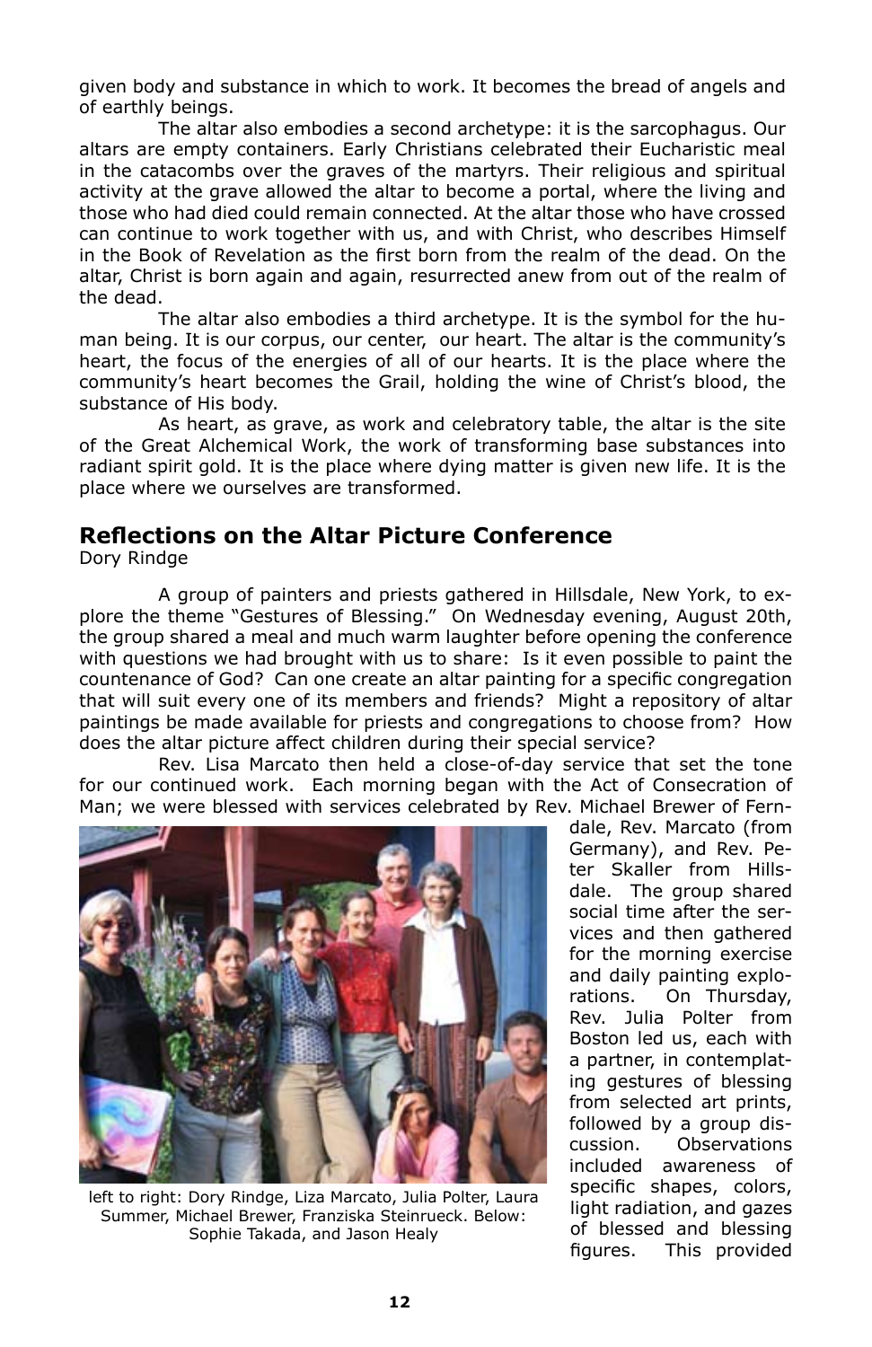given body and substance in which to work. It becomes the bread of angels and of earthly beings.

The altar also embodies a second archetype: it is the sarcophagus. Our altars are empty containers. Early Christians celebrated their Eucharistic meal in the catacombs over the graves of the martyrs. Their religious and spiritual activity at the grave allowed the altar to become a portal, where the living and those who had died could remain connected. At the altar those who have crossed can continue to work together with us, and with Christ, who describes Himself in the Book of Revelation as the first born from the realm of the dead. On the altar, Christ is born again and again, resurrected anew from out of the realm of the dead.

The altar also embodies a third archetype. It is the symbol for the human being. It is our corpus, our center, our heart. The altar is the community's heart, the focus of the energies of all of our hearts. It is the place where the community's heart becomes the Grail, holding the wine of Christ's blood, the substance of His body.

As heart, as grave, as work and celebratory table, the altar is the site of the Great Alchemical Work, the work of transforming base substances into radiant spirit gold. It is the place where dying matter is given new life. It is the place where we ourselves are transformed.

## Reflections on the Altar Picture Conference

Dory Rindge

A group of painters and priests gathered in Hillsdale, New York, to explore the theme "Gestures of Blessing." On Wednesday evening, August 20th, the group shared a meal and much warm laughter before opening the conference with questions we had brought with us to share: Is it even possible to paint the countenance of God? Can one create an altar painting for a specific congregation that will suit every one of its members and friends? Might a repository of altar paintings be made available for priests and congregations to choose from? How does the altar picture affect children during their special service?

Rev. Lisa Marcato then held a close-of-day service that set the tone for our continued work. Each morning began with the Act of Consecration of Man; we were blessed with services celebrated by Rev. Michael Brewer of Ferndale, Rev. Marcato (from Germany), and Rev. Peter Skaller from Hillsdale. The group shared social time after the services and then gathered for the morning exercise and daily painting explorations. On Thursday, Rev. Julia Polter from Boston led us, each with a partner, in contemplating gestures of blessing from selected art prints, followed by a group discussion. Observations included awareness of specific shapes, colors, light radiation, and gazes of blessed and blessing figures. This provided

left to right: Dory Rindge, Liza Marcato, Julia Polter, Laura Summer, Michael Brewer, Franziska Steinrueck. Below: Sophie Takada, and Jason Healy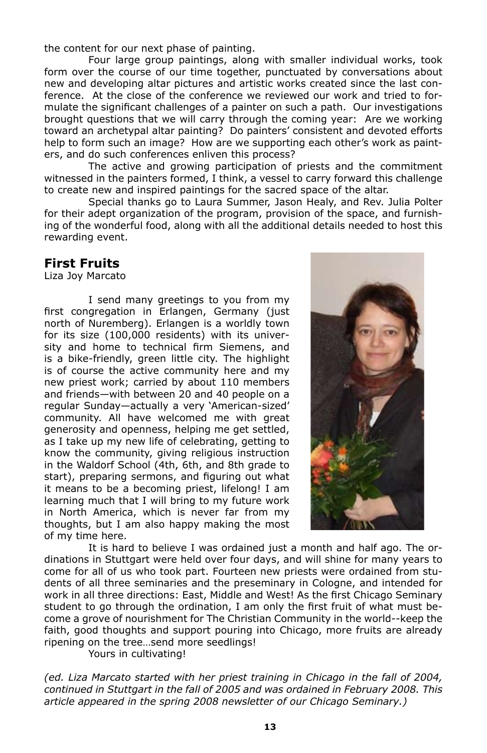the content for our next phase of painting.

Four large group paintings, along with smaller individual works, took form over the course of our time together, punctuated by conversations about new and developing altar pictures and artistic works created since the last conference. At the close of the conference we reviewed our work and tried to formulate the significant challenges of a painter on such a path. Our investigations brought questions that we will carry through the coming year: Are we working toward an archetypal altar painting? Do painters' consistent and devoted efforts help to form such an image? How are we supporting each other's work as painters, and do such conferences enliven this process?

The active and growing participation of priests and the commitment witnessed in the painters formed, I think, a vessel to carry forward this challenge to create new and inspired paintings for the sacred space of the altar.

Special thanks go to Laura Summer, Jason Healy, and Rev. Julia Polter for their adept organization of the program, provision of the space, and furnishing of the wonderful food, along with all the additional details needed to host this rewarding event.

## First Fruits

Liza Joy Marcato

I send many greetings to you from my first congregation in Erlangen, Germany (just north of Nuremberg). Erlangen is a worldly town for its size (100,000 residents) with its university and home to technical firm Siemens, and is a bike-friendly, green little city. The highlight is of course the active community here and my new priest work; carried by about 110 members and friends—with between 20 and 40 people on a regular Sunday—actually a very 'American-sized' community. All have welcomed me with great generosity and openness, helping me get settled, as I take up my new life of celebrating, getting to know the community, giving religious instruction in the Waldorf School (4th, 6th, and 8th grade to start), preparing sermons, and figuring out what it means to be a becoming priest, lifelong! I am learning much that I will bring to my future work in North America, which is never far from my thoughts, but I am also happy making the most of my time here.

It is hard to believe I was ordained just a month and half ago. The ordinations in Stuttgart were held over four days, and will shine for many years to come for all of us who took part. Fourteen new priests were ordained from students of all three seminaries and the preseminary in Cologne, and intended for work in all three directions: East, Middle and West! As the first Chicago Seminary student to go through the ordination, I am only the first fruit of what must become a grove of nourishment for The Christian Community in the world--keep the faith, good thoughts and support pouring into Chicago, more fruits are already ripening on the tree…send more seedlings!

Yours in cultivating!

*(ed. Liza Marcato started with her priest training in Chicago in the fall of 2004, continued in Stuttgart in the fall of 2005 and was ordained in February 2008. This article appeared in the spring 2008 newsletter of our Chicago Seminary.)*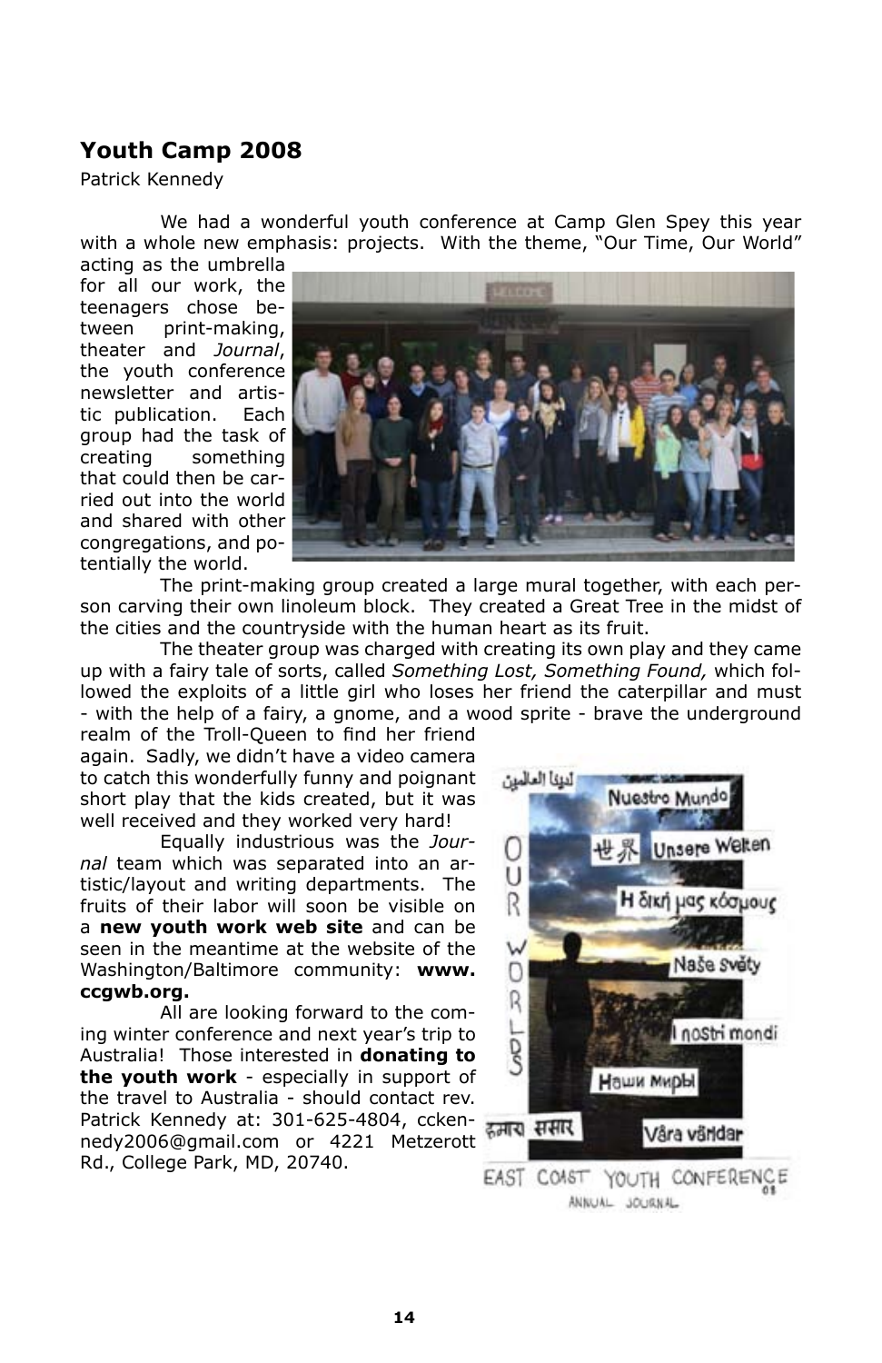## Youth Camp 2008

Patrick Kennedy

We had a wonderful youth conference at Camp Glen Spey this year with a whole new emphasis: projects. With the theme, "Our Time, Our World" acting as the umbrella for all our work, the teenagers chose between print-making, theater and *Journal*, the youth conference newsletter and artistic publication. Each group had the task of creating something that could then be carried out into the world and shared with other congregations, and potentially the world.

The print-making group created a large mural together, with each person carving their own linoleum block. They created a Great Tree in the midst of the cities and the countryside with the human heart as its fruit.

The theater group was charged with creating its own play and they came up with a fairy tale of sorts, called *Something Lost, Something Found,* which followed the exploits of a little girl who loses her friend the caterpillar and must - with the help of a fairy, a gnome, and a wood sprite - brave the underground realm of the Troll-Queen to find her friend again. Sadly, we didn't have a video camera to catch this wonderfully funny and poignant short play that the kids created, but it was well received and they worked very hard!

Equally industrious was the *Journal* team which was separated into an artistic/layout and writing departments. The fruits of their labor will soon be visible on a **new youth work web site** and can be seen in the meantime at the website of the Washington/Baltimore community: **www.ccgwb.org.**

All are looking forward to the coming winter conference and next year's trip to Australia! Those interested in **donating to the youth work** - especially in support of the travel to Australia - should contact rev. Patrick Kennedy at: 301-625-4804, cckennedy2006@gmail.com or 4221 Metzerott Rd., College Park, MD, 20740.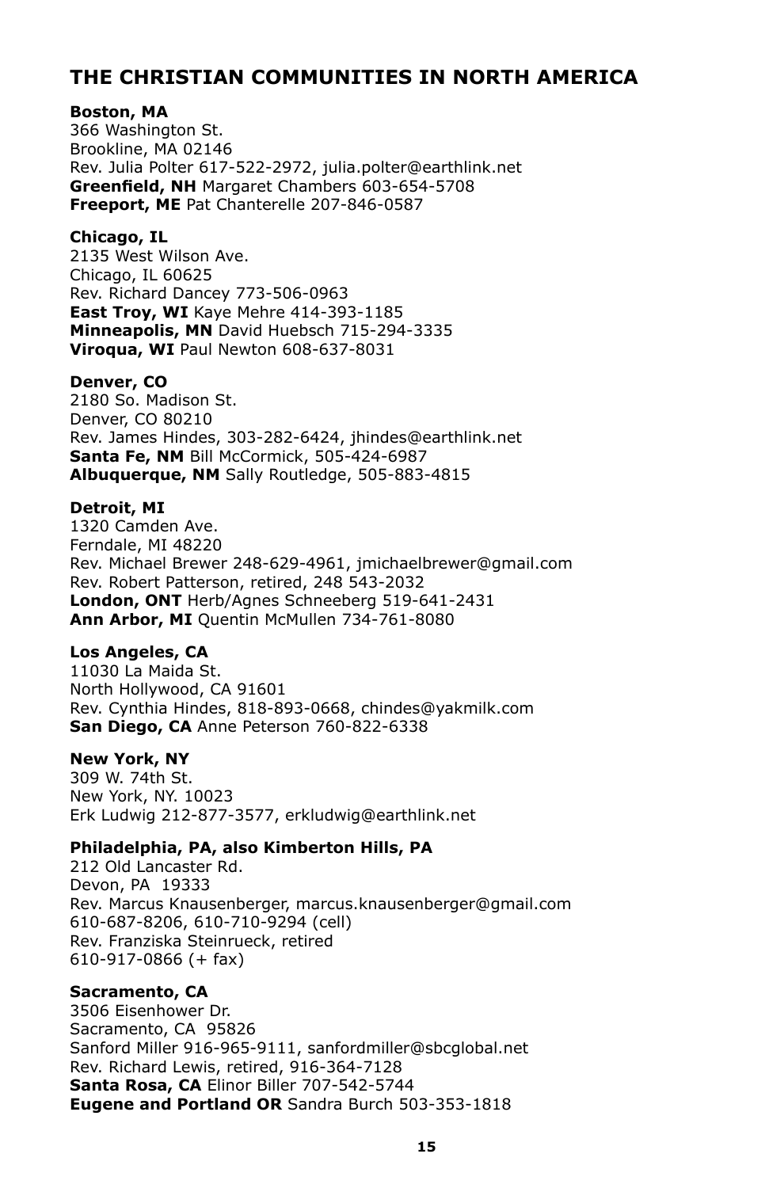## THE CHRISTIAN COMMUNITIES IN NORTH AMERICA

**Boston, MA**
366 Washington St.
Brookline, MA 02146
Rev. Julia Polter 617-522-2972, julia.polter@earthlink.net
**Greenfield, NH** Margaret Chambers 603-654-5708
**Freeport, ME** Pat Chanterelle 207-846-0587

**Chicago, IL**
2135 West Wilson Ave.
Chicago, IL 60625
Rev. Richard Dancey 773-506-0963
**East Troy, WI** Kaye Mehre 414-393-1185
**Minneapolis, MN** David Huebsch 715-294-3335
**Viroqua, WI** Paul Newton 608-637-8031

**Denver, CO**
2180 So. Madison St.
Denver, CO 80210
Rev. James Hindes, 303-282-6424, jhindes@earthlink.net
**Santa Fe, NM** Bill McCormick, 505-424-6987
**Albuquerque, NM** Sally Routledge, 505-883-4815

**Detroit, MI**
1320 Camden Ave.
Ferndale, MI 48220
Rev. Michael Brewer 248-629-4961, jmichaelbrewer@gmail.com
Rev. Robert Patterson, retired, 248 543-2032
**London, ONT** Herb/Agnes Schneeberg 519-641-2431
**Ann Arbor, MI** Quentin McMullen 734-761-8080

**Los Angeles, CA**
11030 La Maida St.
North Hollywood, CA 91601
Rev. Cynthia Hindes, 818-893-0668, chindes@yakmilk.com
**San Diego, CA** Anne Peterson 760-822-6338

**New York, NY**
309 W. 74th St.
New York, NY. 10023
Erk Ludwig 212-877-3577, erkludwig@earthlink.net

**Philadelphia, PA, also Kimberton Hills, PA**
212 Old Lancaster Rd.
Devon, PA 19333
Rev. Marcus Knausenberger, marcus.knausenberger@gmail.com
610-687-8206, 610-710-9294 (cell)
Rev. Franziska Steinrueck, retired
610-917-0866 (+ fax)

**Sacramento, CA**
3506 Eisenhower Dr.
Sacramento, CA 95826
Sanford Miller 916-965-9111, sanfordmiller@sbcglobal.net
Rev. Richard Lewis, retired, 916-364-7128
**Santa Rosa, CA** Elinor Biller 707-542-5744
**Eugene and Portland OR** Sandra Burch 503-353-1818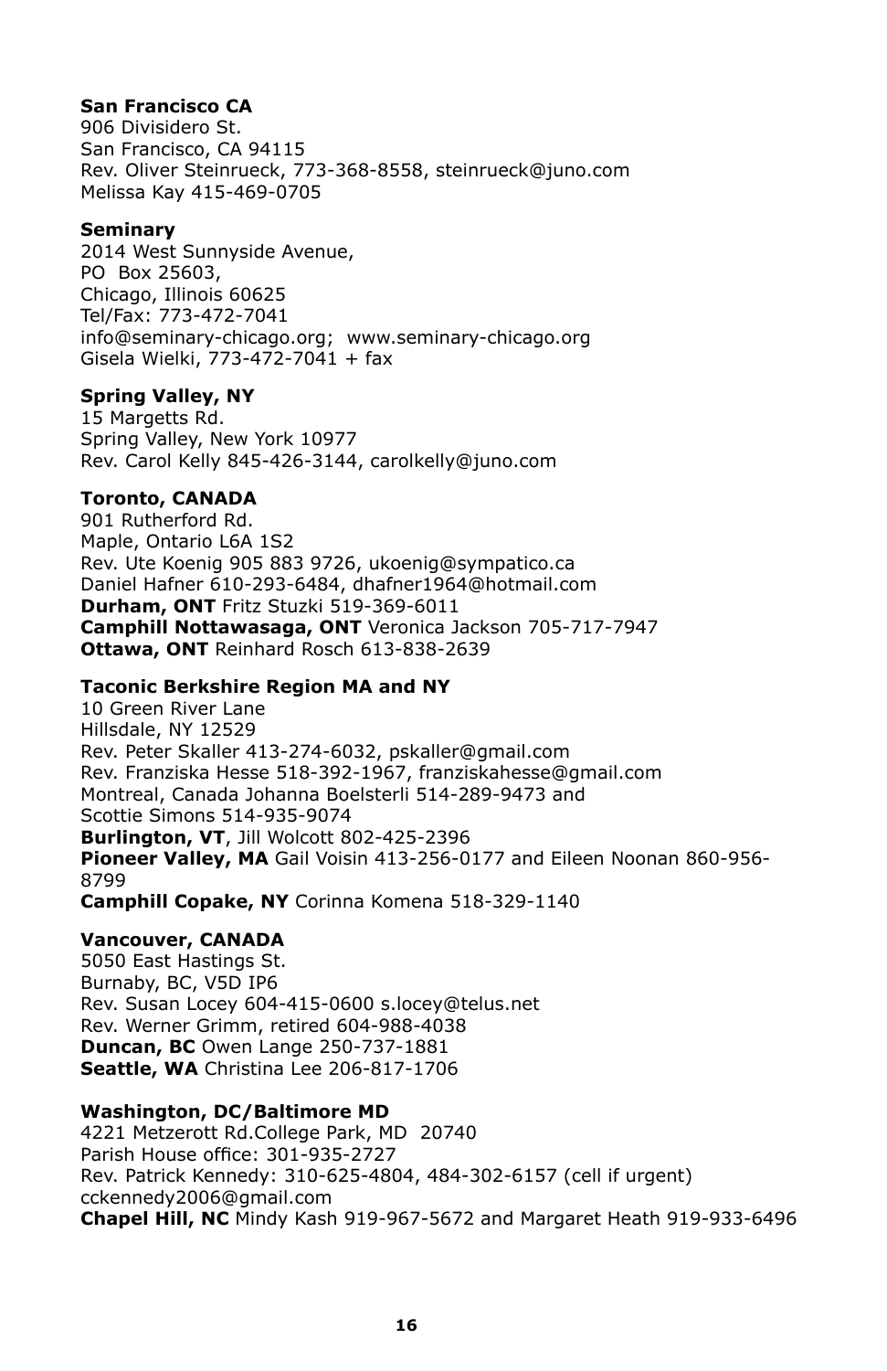**San Francisco CA**
906 Divisidero St.
San Francisco, CA 94115
Rev. Oliver Steinrueck, 773-368-8558, steinrueck@juno.com
Melissa Kay 415-469-0705

**Seminary**
2014 West Sunnyside Avenue,
PO Box 25603,
Chicago, Illinois 60625
Tel/Fax: 773-472-7041
info@seminary-chicago.org; www.seminary-chicago.org
Gisela Wielki, 773-472-7041 + fax

**Spring Valley, NY**
15 Margetts Rd.
Spring Valley, New York 10977
Rev. Carol Kelly 845-426-3144, carolkelly@juno.com

**Toronto, CANADA**
901 Rutherford Rd.
Maple, Ontario L6A 1S2
Rev. Ute Koenig 905 883 9726, ukoenig@sympatico.ca
Daniel Hafner 610-293-6484, dhafner1964@hotmail.com
**Durham, ONT** Fritz Stuzki 519-369-6011
**Camphill Nottawasaga, ONT** Veronica Jackson 705-717-7947
**Ottawa, ONT** Reinhard Rosch 613-838-2639

**Taconic Berkshire Region MA and NY**
10 Green River Lane
Hillsdale, NY 12529
Rev. Peter Skaller 413-274-6032, pskaller@gmail.com
Rev. Franziska Hesse 518-392-1967, franziskahesse@gmail.com
Montreal, Canada Johanna Boelsterli 514-289-9473 and
Scottie Simons 514-935-9074
**Burlington, VT**, Jill Wolcott 802-425-2396
**Pioneer Valley, MA** Gail Voisin 413-256-0177 and Eileen Noonan 860-956-8799
**Camphill Copake, NY** Corinna Komena 518-329-1140

**Vancouver, CANADA**
5050 East Hastings St.
Burnaby, BC, V5D IP6
Rev. Susan Locey 604-415-0600 s.locey@telus.net
Rev. Werner Grimm, retired 604-988-4038
**Duncan, BC** Owen Lange 250-737-1881
**Seattle, WA** Christina Lee 206-817-1706

**Washington, DC/Baltimore MD**
4221 Metzerott Rd.College Park, MD 20740
Parish House office: 301-935-2727
Rev. Patrick Kennedy: 310-625-4804, 484-302-6157 (cell if urgent)
cckennedy2006@gmail.com
**Chapel Hill, NC** Mindy Kash 919-967-5672 and Margaret Heath 919-933-6496